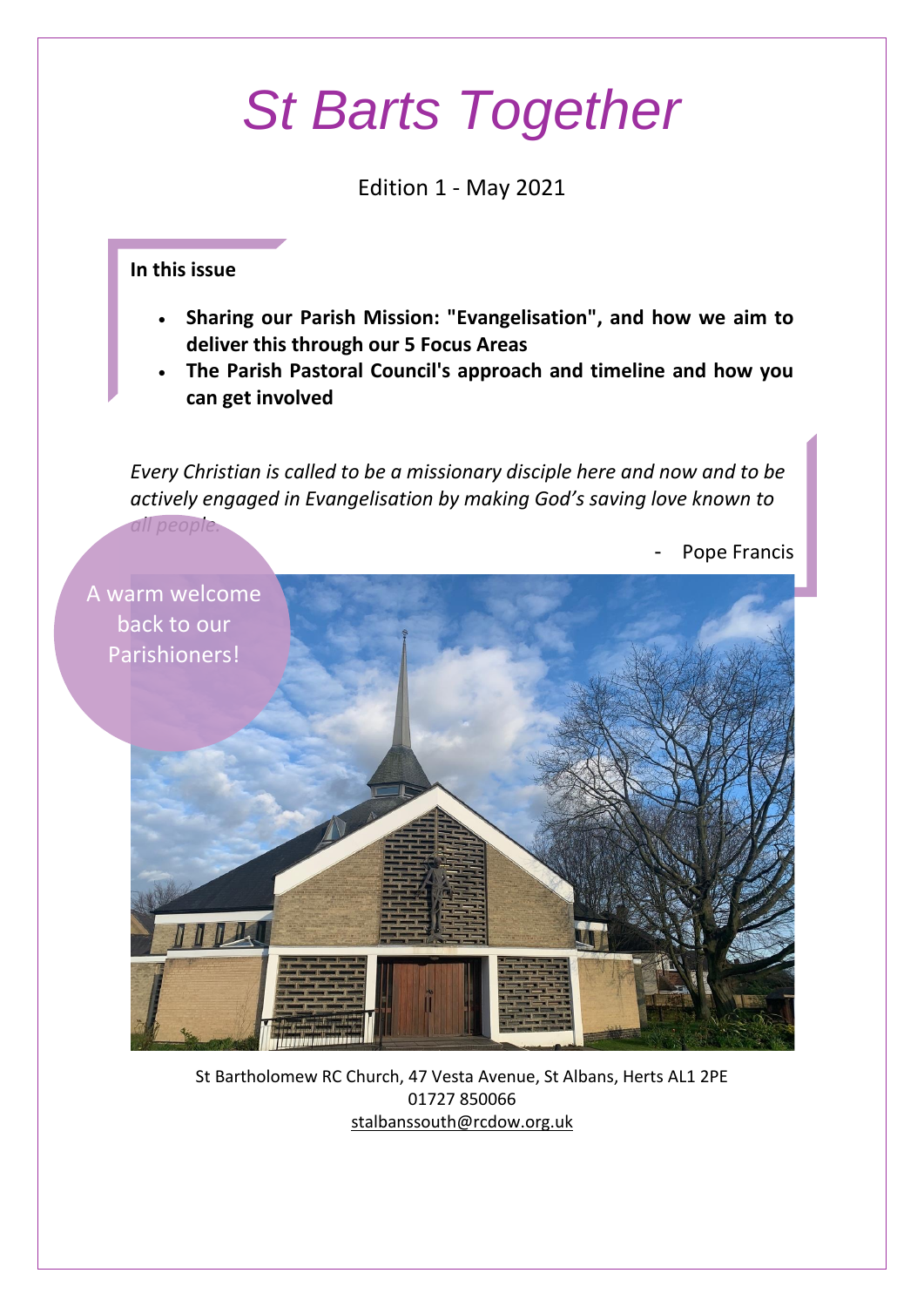# St Barts Together

Edition 1 - May 2021

**In this issue**

- **Sharing our Parish Mission: "Evangelisation", and how we aim to deliver this through our 5 Focus Areas**
- **The Parish Pastoral Council's approach and timeline and how you can get involved**

*Every Christian is called to be a missionary disciple here and now and to be actively engaged in Evangelisation by making God's saving love known to all people.*

\- Pope Francis

A warm welcome back to our Parishioners!

St Bartholomew RC Church, 47 Vesta Avenue, St Albans, Herts AL1 2PE
01727 850066
stalbanssouth@rcdow.org.uk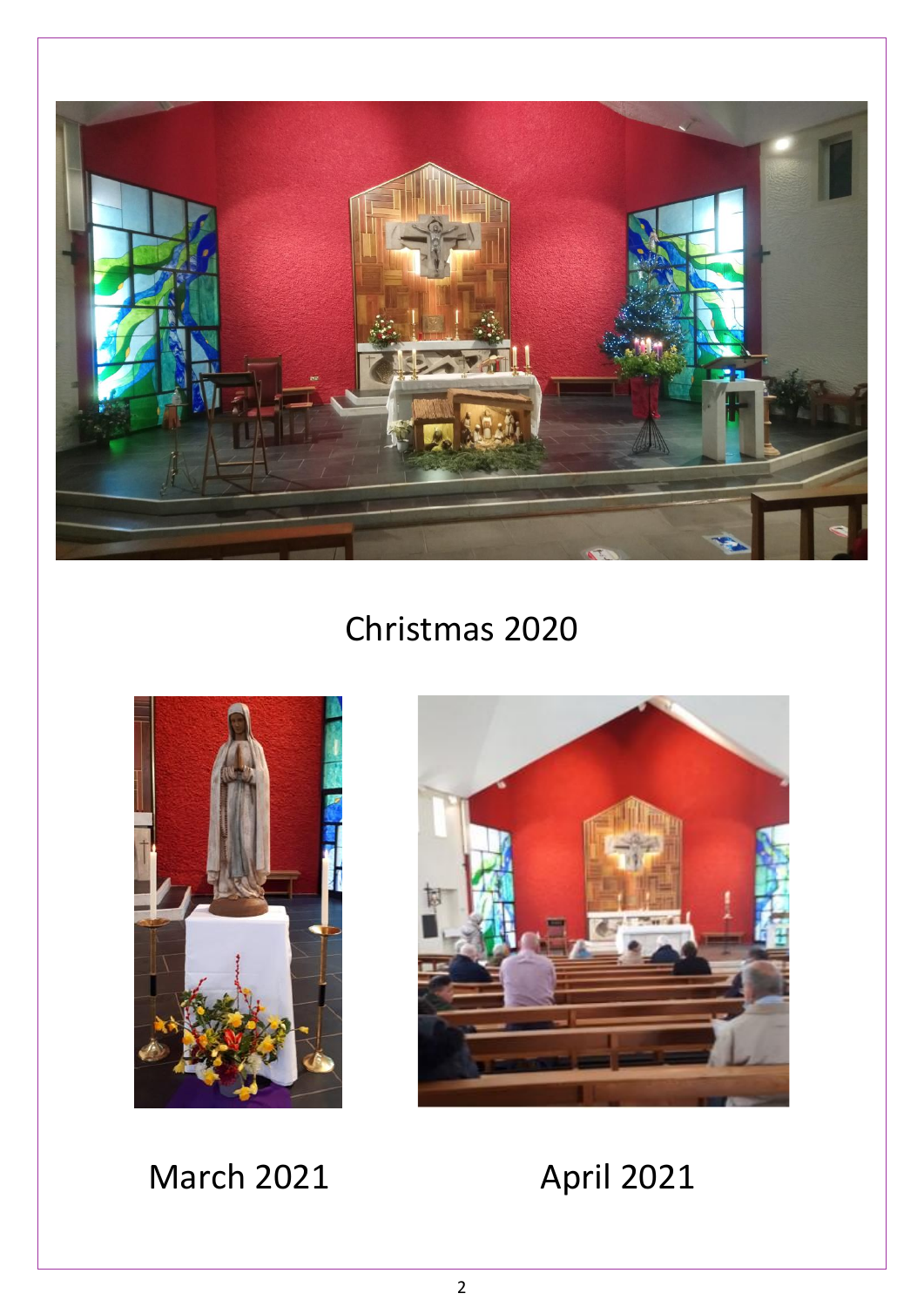Christmas 2020

March 2021

April 2021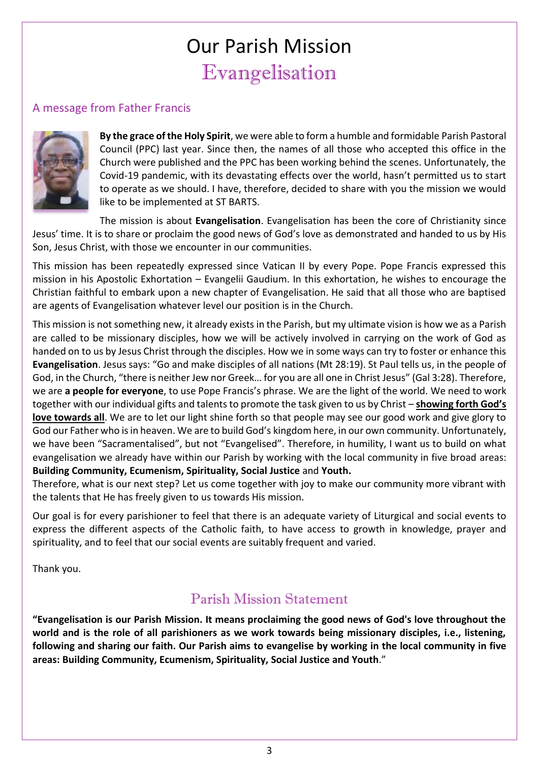# Our Parish Mission

## Evangelisation

### A message from Father Francis

**By the grace of the Holy Spirit**, we were able to form a humble and formidable Parish Pastoral Council (PPC) last year. Since then, the names of all those who accepted this office in the Church were published and the PPC has been working behind the scenes. Unfortunately, the Covid-19 pandemic, with its devastating effects over the world, hasn't permitted us to start to operate as we should. I have, therefore, decided to share with you the mission we would like to be implemented at ST BARTS.

The mission is about **Evangelisation**. Evangelisation has been the core of Christianity since Jesus' time. It is to share or proclaim the good news of God's love as demonstrated and handed to us by His Son, Jesus Christ, with those we encounter in our communities.

This mission has been repeatedly expressed since Vatican II by every Pope. Pope Francis expressed this mission in his Apostolic Exhortation – Evangelii Gaudium. In this exhortation, he wishes to encourage the Christian faithful to embark upon a new chapter of Evangelisation. He said that all those who are baptised are agents of Evangelisation whatever level our position is in the Church.

This mission is not something new, it already exists in the Parish, but my ultimate vision is how we as a Parish are called to be missionary disciples, how we will be actively involved in carrying on the work of God as handed on to us by Jesus Christ through the disciples. How we in some ways can try to foster or enhance this **Evangelisation**. Jesus says: "Go and make disciples of all nations (Mt 28:19). St Paul tells us, in the people of God, in the Church, "there is neither Jew nor Greek… for you are all one in Christ Jesus" (Gal 3:28). Therefore, we are **a people for everyone**, to use Pope Francis's phrase. We are the light of the world. We need to work together with our individual gifts and talents to promote the task given to us by Christ – **showing forth God's love towards all**. We are to let our light shine forth so that people may see our good work and give glory to God our Father who is in heaven. We are to build God's kingdom here, in our own community. Unfortunately, we have been "Sacramentalised", but not "Evangelised". Therefore, in humility, I want us to build on what evangelisation we already have within our Parish by working with the local community in five broad areas: **Building Community, Ecumenism, Spirituality, Social Justice** and **Youth.**

Therefore, what is our next step? Let us come together with joy to make our community more vibrant with the talents that He has freely given to us towards His mission.

Our goal is for every parishioner to feel that there is an adequate variety of Liturgical and social events to express the different aspects of the Catholic faith, to have access to growth in knowledge, prayer and spirituality, and to feel that our social events are suitably frequent and varied.

Thank you.

## Parish Mission Statement

**"Evangelisation is our Parish Mission. It means proclaiming the good news of God's love throughout the world and is the role of all parishioners as we work towards being missionary disciples, i.e., listening, following and sharing our faith. Our Parish aims to evangelise by working in the local community in five areas: Building Community, Ecumenism, Spirituality, Social Justice and Youth**."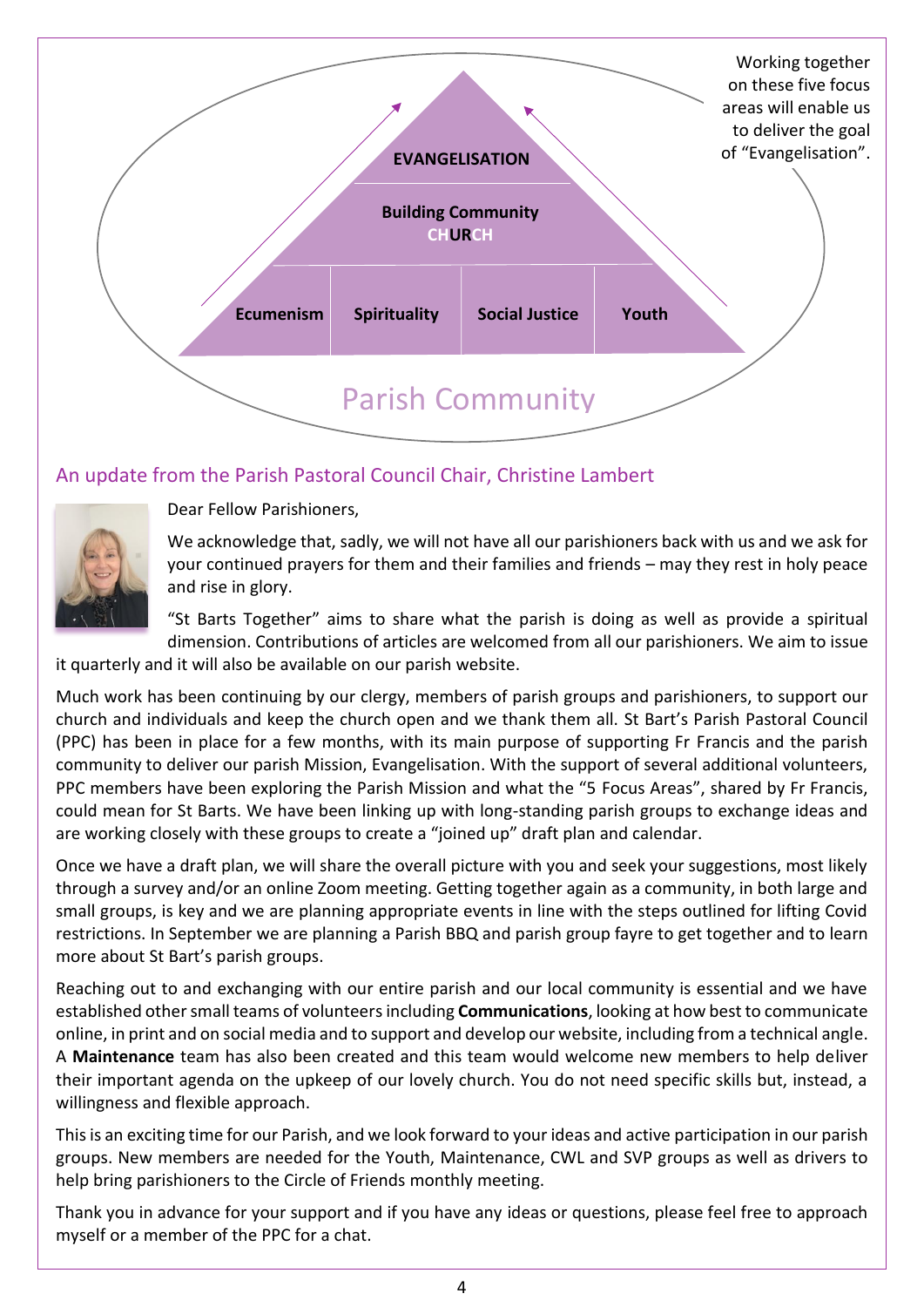EVANGELISATION

Building Community
CHURCH

Ecumenism | Spirituality | Social Justice | Youth

Parish Community

Working together on these five focus areas will enable us to deliver the goal of "Evangelisation".

## An update from the Parish Pastoral Council Chair, Christine Lambert

Dear Fellow Parishioners,

We acknowledge that, sadly, we will not have all our parishioners back with us and we ask for your continued prayers for them and their families and friends – may they rest in holy peace and rise in glory.

"St Barts Together" aims to share what the parish is doing as well as provide a spiritual dimension. Contributions of articles are welcomed from all our parishioners. We aim to issue it quarterly and it will also be available on our parish website.

Much work has been continuing by our clergy, members of parish groups and parishioners, to support our church and individuals and keep the church open and we thank them all. St Bart's Parish Pastoral Council (PPC) has been in place for a few months, with its main purpose of supporting Fr Francis and the parish community to deliver our parish Mission, Evangelisation. With the support of several additional volunteers, PPC members have been exploring the Parish Mission and what the "5 Focus Areas", shared by Fr Francis, could mean for St Barts. We have been linking up with long-standing parish groups to exchange ideas and are working closely with these groups to create a "joined up" draft plan and calendar.

Once we have a draft plan, we will share the overall picture with you and seek your suggestions, most likely through a survey and/or an online Zoom meeting. Getting together again as a community, in both large and small groups, is key and we are planning appropriate events in line with the steps outlined for lifting Covid restrictions. In September we are planning a Parish BBQ and parish group fayre to get together and to learn more about St Bart's parish groups.

Reaching out to and exchanging with our entire parish and our local community is essential and we have established other small teams of volunteers including **Communications**, looking at how best to communicate online, in print and on social media and to support and develop our website, including from a technical angle. A **Maintenance** team has also been created and this team would welcome new members to help deliver their important agenda on the upkeep of our lovely church. You do not need specific skills but, instead, a willingness and flexible approach.

This is an exciting time for our Parish, and we look forward to your ideas and active participation in our parish groups. New members are needed for the Youth, Maintenance, CWL and SVP groups as well as drivers to help bring parishioners to the Circle of Friends monthly meeting.

Thank you in advance for your support and if you have any ideas or questions, please feel free to approach myself or a member of the PPC for a chat.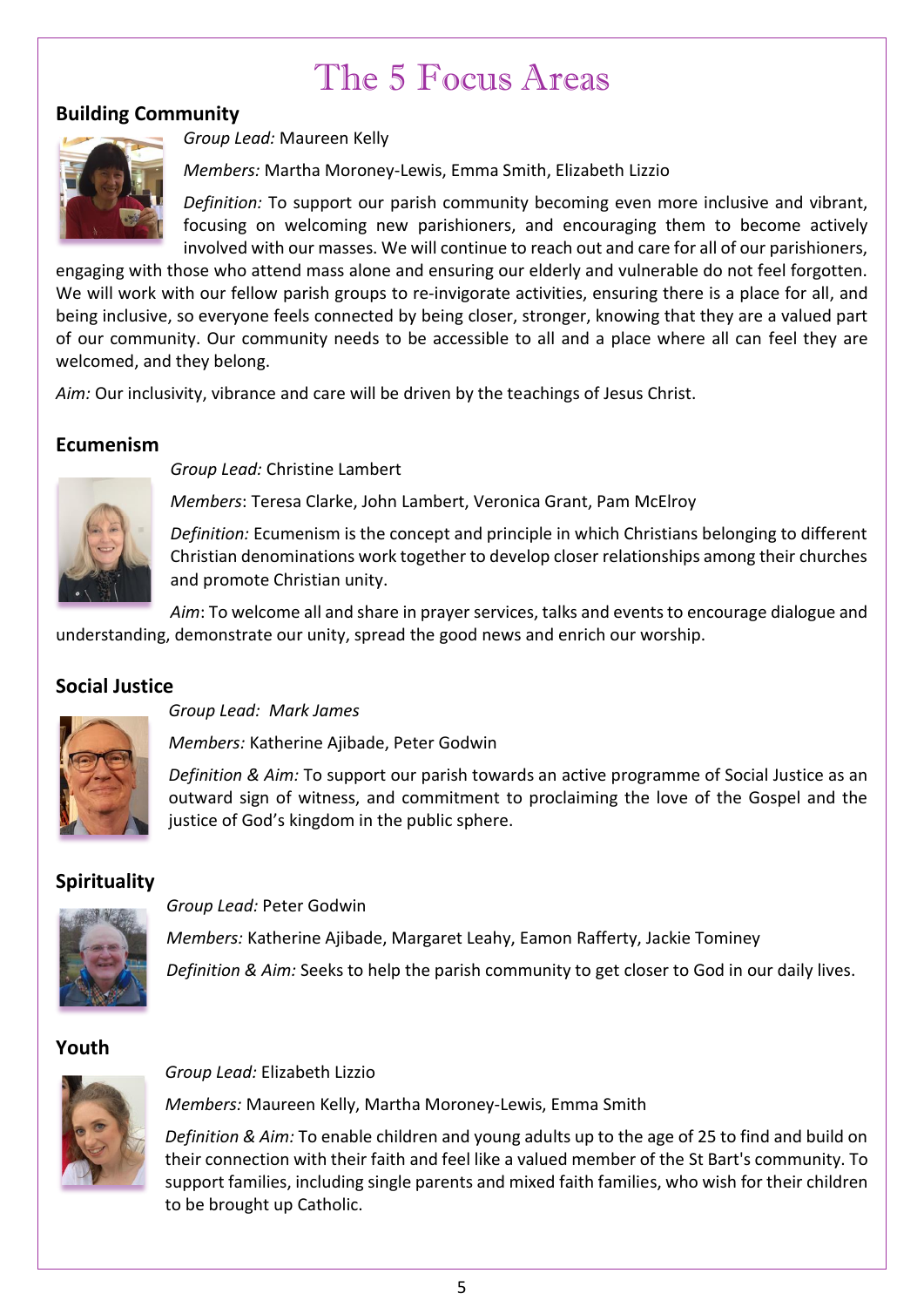# The 5 Focus Areas

## Building Community

*Group Lead:* Maureen Kelly

*Members:* Martha Moroney-Lewis, Emma Smith, Elizabeth Lizzio

*Definition:* To support our parish community becoming even more inclusive and vibrant, focusing on welcoming new parishioners, and encouraging them to become actively involved with our masses. We will continue to reach out and care for all of our parishioners, engaging with those who attend mass alone and ensuring our elderly and vulnerable do not feel forgotten. We will work with our fellow parish groups to re-invigorate activities, ensuring there is a place for all, and being inclusive, so everyone feels connected by being closer, stronger, knowing that they are a valued part of our community. Our community needs to be accessible to all and a place where all can feel they are welcomed, and they belong.

*Aim:* Our inclusivity, vibrance and care will be driven by the teachings of Jesus Christ.

## Ecumenism

*Group Lead:* Christine Lambert

*Members*: Teresa Clarke, John Lambert, Veronica Grant, Pam McElroy

*Definition:* Ecumenism is the concept and principle in which Christians belonging to different Christian denominations work together to develop closer relationships among their churches and promote Christian unity.

*Aim*: To welcome all and share in prayer services, talks and events to encourage dialogue and understanding, demonstrate our unity, spread the good news and enrich our worship.

## Social Justice

*Group Lead: Mark James*

*Members:* Katherine Ajibade, Peter Godwin

*Definition & Aim:* To support our parish towards an active programme of Social Justice as an outward sign of witness, and commitment to proclaiming the love of the Gospel and the justice of God's kingdom in the public sphere.

## Spirituality

*Group Lead:* Peter Godwin

*Members:* Katherine Ajibade, Margaret Leahy, Eamon Rafferty, Jackie Tominey

*Definition & Aim:* Seeks to help the parish community to get closer to God in our daily lives.

## Youth

*Group Lead:* Elizabeth Lizzio

*Members:* Maureen Kelly, Martha Moroney-Lewis, Emma Smith

*Definition & Aim:* To enable children and young adults up to the age of 25 to find and build on their connection with their faith and feel like a valued member of the St Bart's community. To support families, including single parents and mixed faith families, who wish for their children to be brought up Catholic.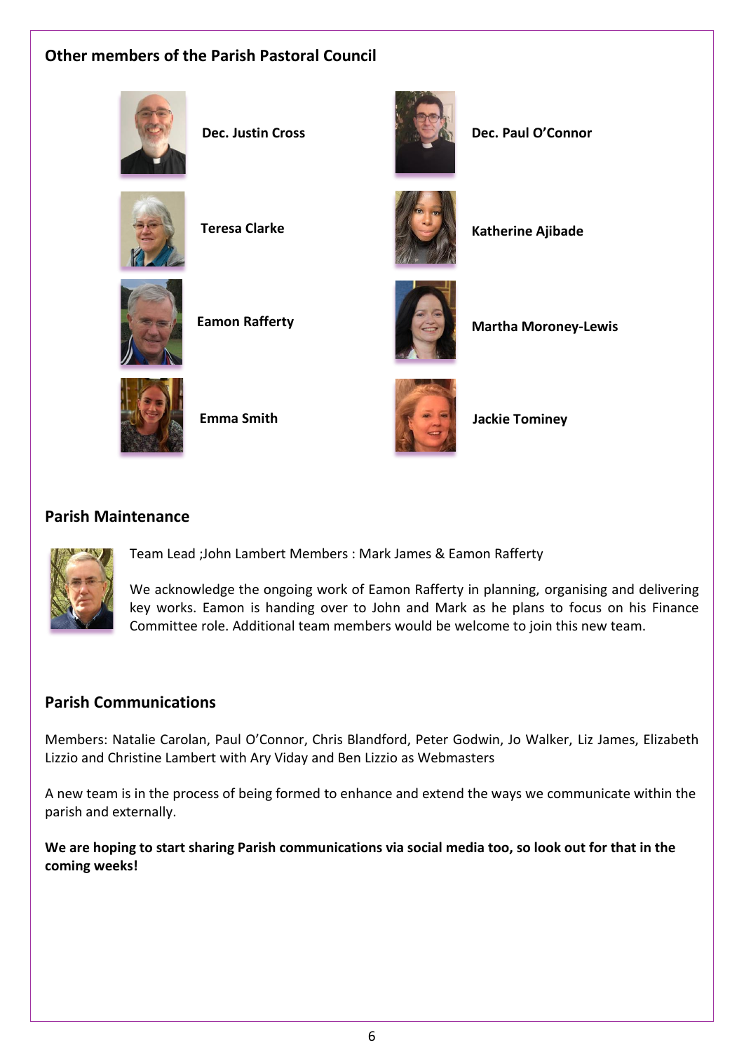## Other members of the Parish Pastoral Council

**Dec. Justin Cross**

**Dec. Paul O'Connor**

**Teresa Clarke**

**Katherine Ajibade**

**Eamon Rafferty**

**Martha Moroney-Lewis**

**Emma Smith**

**Jackie Tominey**

## Parish Maintenance

Team Lead ;John Lambert Members : Mark James & Eamon Rafferty

We acknowledge the ongoing work of Eamon Rafferty in planning, organising and delivering key works. Eamon is handing over to John and Mark as he plans to focus on his Finance Committee role. Additional team members would be welcome to join this new team.

## Parish Communications

Members: Natalie Carolan, Paul O'Connor, Chris Blandford, Peter Godwin, Jo Walker, Liz James, Elizabeth Lizzio and Christine Lambert with Ary Viday and Ben Lizzio as Webmasters

A new team is in the process of being formed to enhance and extend the ways we communicate within the parish and externally.

**We are hoping to start sharing Parish communications via social media too, so look out for that in the coming weeks!**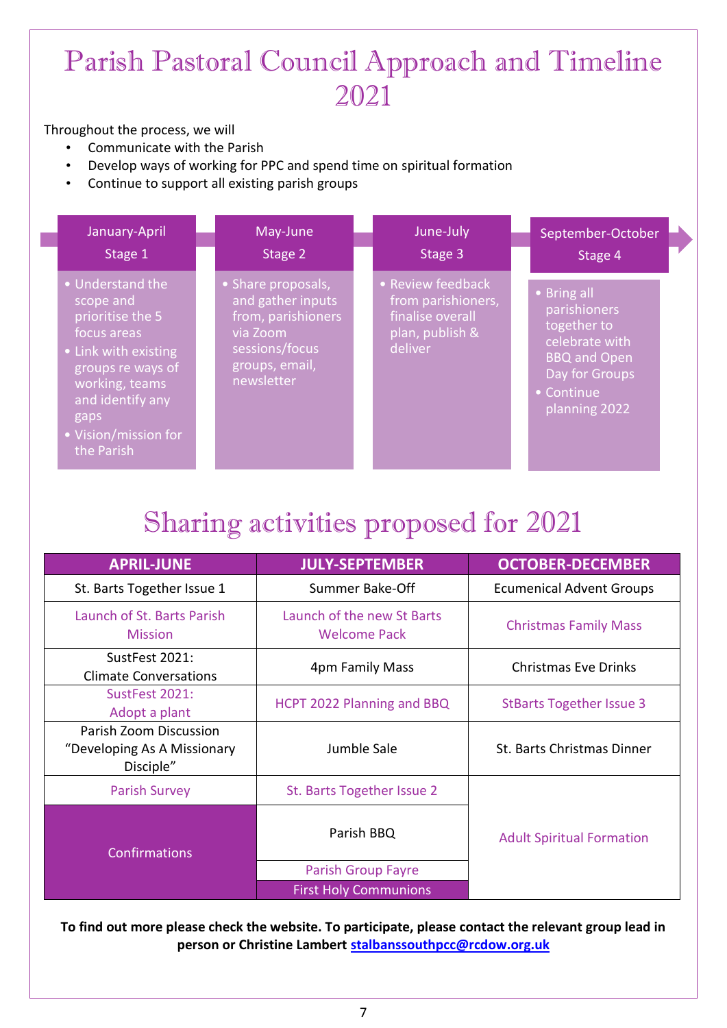# Parish Pastoral Council Approach and Timeline 2021

Throughout the process, we will

- Communicate with the Parish
- Develop ways of working for PPC and spend time on spiritual formation
- Continue to support all existing parish groups

| January-April Stage 1 | May-June Stage 2 | June-July Stage 3 | September-October Stage 4 |
|---|---|---|---|
| • Understand the scope and prioritise the 5 focus areas<br>• Link with existing groups re ways of working, teams and identify any gaps<br>• Vision/mission for the Parish | • Share proposals, and gather inputs from, parishioners via Zoom sessions/focus groups, email, newsletter | • Review feedback from parishioners, finalise overall plan, publish & deliver | • Bring all parishioners together to celebrate with BBQ and Open Day for Groups<br>• Continue planning 2022 |

# Sharing activities proposed for 2021

| APRIL-JUNE | JULY-SEPTEMBER | OCTOBER-DECEMBER |
|---|---|---|
| St. Barts Together Issue 1 | Summer Bake-Off | Ecumenical Advent Groups |
| Launch of St. Barts Parish Mission | Launch of the new St Barts Welcome Pack | Christmas Family Mass |
| SustFest 2021: Climate Conversations | 4pm Family Mass | Christmas Eve Drinks |
| SustFest 2021: Adopt a plant | HCPT 2022 Planning and BBQ | StBarts Together Issue 3 |
| Parish Zoom Discussion "Developing As A Missionary Disciple" | Jumble Sale | St. Barts Christmas Dinner |
| Parish Survey | St. Barts Together Issue 2 | Adult Spiritual Formation |
| Confirmations | Parish BBQ | |
| | Parish Group Fayre | |
| | First Holy Communions | |

**To find out more please check the website. To participate, please contact the relevant group lead in person or Christine Lambert stalbanssouthpcc@rcdow.org.uk**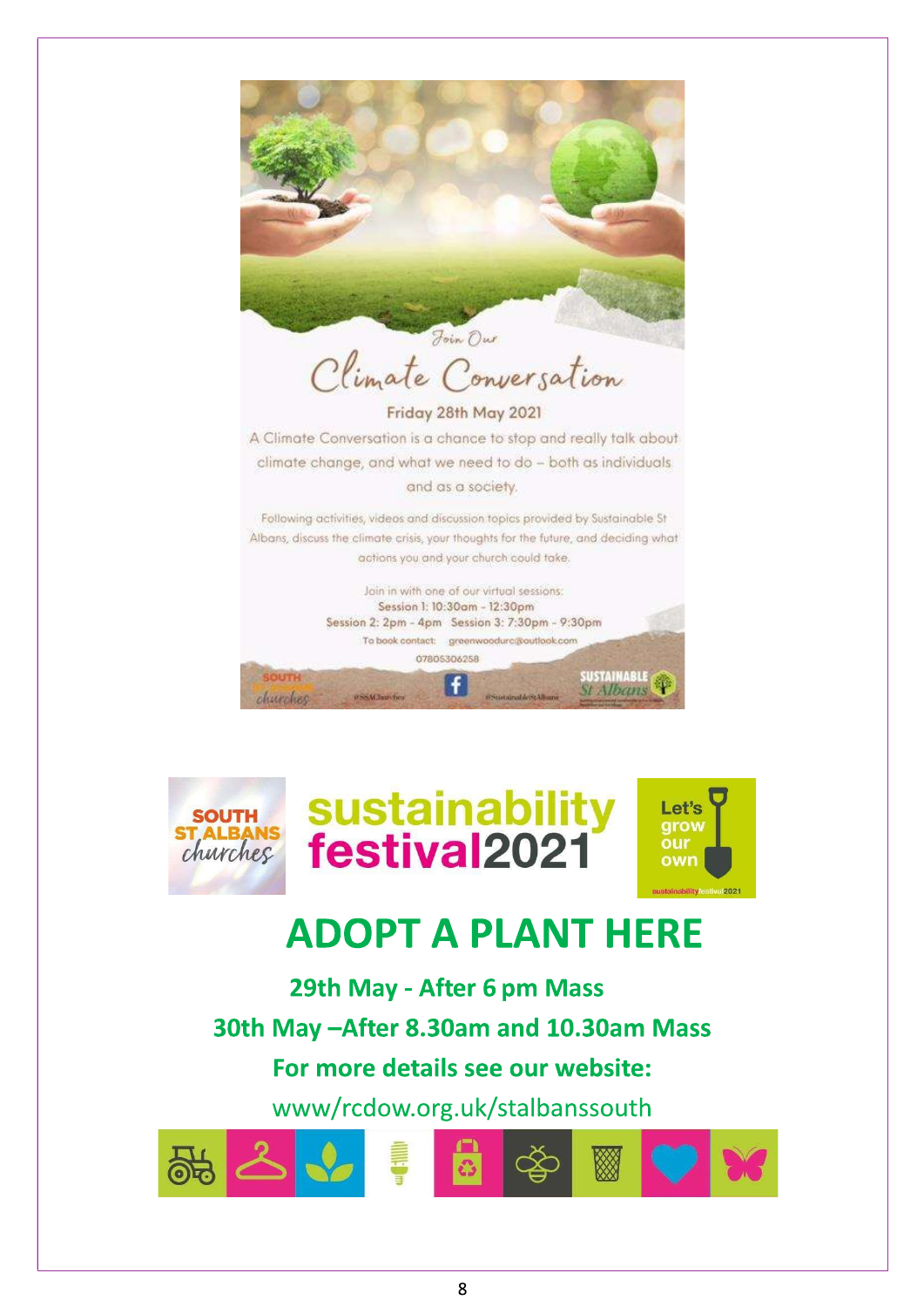Join Our

# Climate Conversation

Friday 28th May 2021

A Climate Conversation is a chance to stop and really talk about climate change, and what we need to do – both as individuals and as a society.

Following activities, videos and discussion topics provided by Sustainable St Albans, discuss the climate crisis, your thoughts for the future, and deciding what actions you and your church could take.

Join in with one of our virtual sessions:
Session 1: 10:30am - 12:30pm
Session 2: 2pm - 4pm Session 3: 7:30pm - 9:30pm
To book contact: greenwoodurc@outlook.com
07805306258

SOUTH ST ALBANS churches — #SSAChurches — #SustainableStAlbans — SUSTAINABLE St Albans

SOUTH ST ALBANS churches

**sustainability festival2021**

Let's grow our own

# ADOPT A PLANT HERE

**29th May - After 6 pm Mass**

**30th May –After 8.30am and 10.30am Mass**

**For more details see our website:**

www/rcdow.org.uk/stalbanssouth